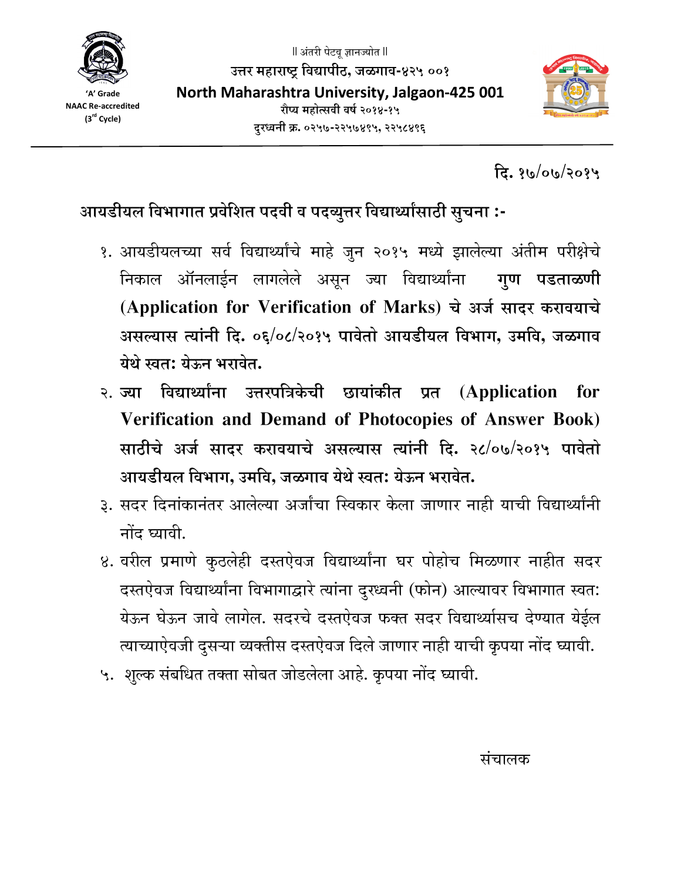॥ अंतरी पेटवू ज्ञानज्योत ॥

उत्तर महाराष्ट्र विद्यापीठ, जळगाव-४२५ ००१

**North Maharashtra University, Jalgaon-425 001**

रौप्य महोत्सवी वर्ष २०१४-१५

दुरध्वनी क्र. ०२५७-२२५७४९५, २२५८४९६

'A' Grade
NAAC Re-accredited
(3rd Cycle)

दि. १७/०७/२०१५

**आयडीयल विभागात प्रवेशित पदवी व पदव्युत्तर विद्यार्थ्यांसाठी सुचना :-**

१. आयडीयलच्या सर्व विद्यार्थ्यांचे माहे जुन २०१५ मध्ये झालेल्या अंतीम परीक्षेचे निकाल ऑनलाईन लागलेले असून ज्या विद्यार्थ्यांना **गुण पडताळणी (Application for Verification of Marks) चे अर्ज सादर करावयाचे असल्यास त्यांनी दि. ०६/०८/२०१५ पावेतो आयडीयल विभाग, उमवि, जळगाव येथे स्वत: येऊन भरावेत.**

२. **ज्या विद्यार्थ्यांना उत्तरपत्रिकेची छायांकीत प्रत (Application for Verification and Demand of Photocopies of Answer Book) साठीचे अर्ज सादर करावयाचे असल्यास त्यांनी दि. २८/०७/२०१५ पावेतो आयडीयल विभाग, उमवि, जळगाव येथे स्वत: येऊन भरावेत.**

३. सदर दिनांकानंतर आलेल्या अर्जांचा स्विकार केला जाणार नाही याची विद्यार्थ्यांनी नोंद घ्यावी.

४. वरील प्रमाणे कुठलेही दस्तऐवज विद्यार्थ्यांना घर पोहोच मिळणार नाहीत सदर दस्तऐवज विद्यार्थ्यांना विभागाद्वारे त्यांना दुरध्वनी (फोन) आल्यावर विभागात स्वत: येऊन घेऊन जावे लागेल. सदरचे दस्तऐवज फक्त सदर विद्यार्थ्यासच देण्यात येईल त्याच्याऐवजी दुसऱ्या व्यक्तीस दस्तऐवज दिले जाणार नाही याची कृपया नोंद घ्यावी.

५. शुल्क संबधित तक्ता सोबत जोडलेला आहे. कृपया नोंद घ्यावी.

संचालक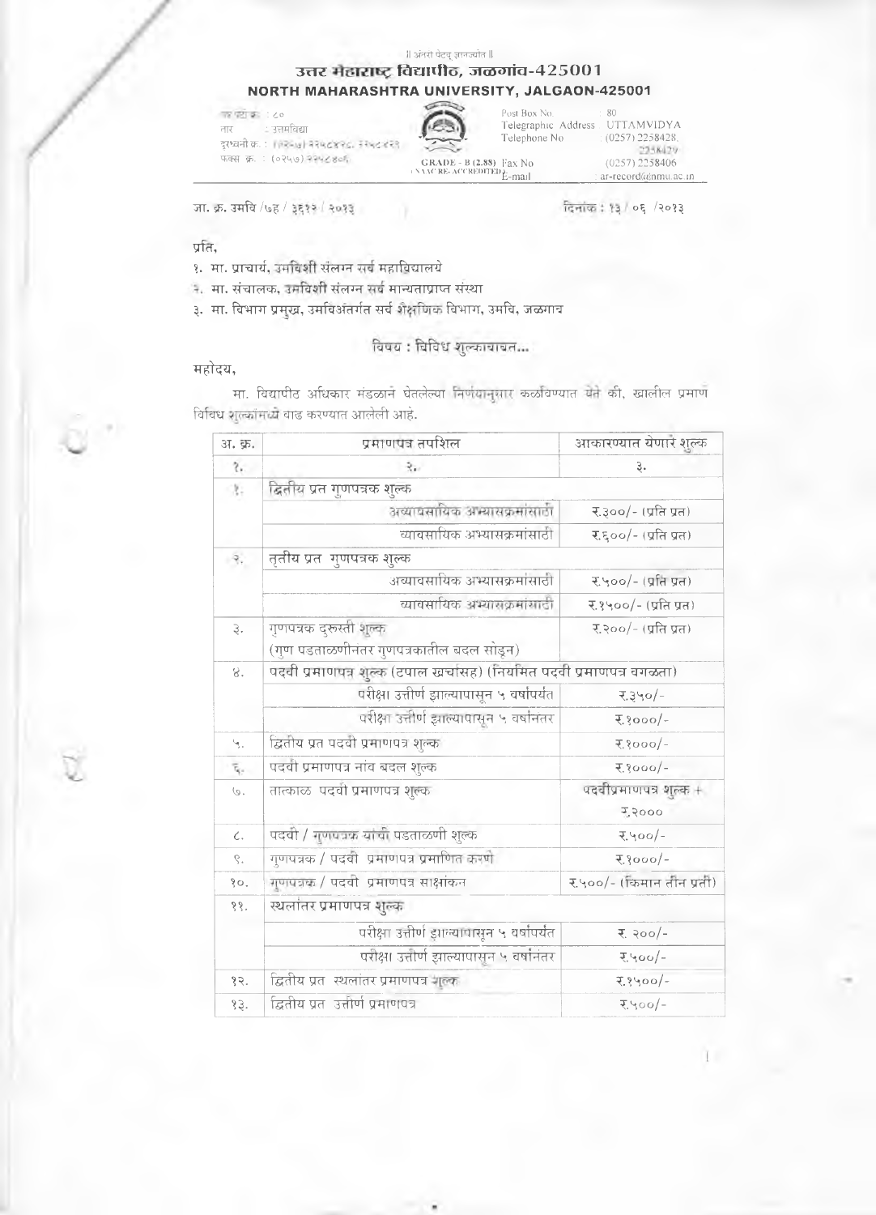॥ अंतरी पेटवू ज्ञानज्योत ॥

# उत्तर महाराष्ट्र विद्यापीठ, जळगांव-425001

# NORTH MAHARASHTRA UNIVERSITY, JALGAON-425001

पत्र पेटी क्र. : ८०
तार : उत्तमविद्या
दूरध्वनी क्र. : (०२५७) २२५८४२८, २२५८४२९
फॅक्स क्र. : (०२५७) २२५८४०६

GRADE - B (2.88) (NAAC RE-ACCREDITED)

Post Box No. : 80
Telegraphic Address : UTTAMVIDYA
Telephone No : (0257) 2258428, 2258429
Fax No : (0257) 2258406
E-mail : ar-record@nmu.ac.in

जा. क्र. उमवि /७ह / ३६१२ / २०१३

दिनांक : १३ / ०६ /२०१३

प्रति,

१. मा. प्राचार्य, उमविशी संलग्न सर्व महाविद्यालये
२. मा. संचालक, उमविशी संलग्न सर्व मान्यताप्राप्त संस्था
३. मा. विभाग प्रमुख, उमविअंतर्गत सर्व शैक्षणिक विभाग, उमवि, जळगाव

**विषय : विविध शुल्काबाबत...**

महोदय,

मा. विद्यापीठ अधिकार मंडळाने घेतलेल्या निर्णयानुसार कळविण्यात येते की, खालील प्रमाणे विविध शुल्कांमध्ये वाढ करण्यात आलेली आहे.

| अ. क्र. | प्रमाणपत्र तपशिल | आकारण्यात येणारे शुल्क |
|---|---|---|
| १. | २. | ३. |
| १. | द्वितीय प्रत गुणपत्रक शुल्क | |
| | अव्यावसायिक अभ्यासक्रमांसाठी | रु.३००/- (प्रति प्रत) |
| | व्यावसायिक अभ्यासक्रमांसाठी | रु.६००/- (प्रति प्रत) |
| २. | तृतीय प्रत गुणपत्रक शुल्क | |
| | अव्यावसायिक अभ्यासक्रमांसाठी | रु.५००/- (प्रति प्रत) |
| | व्यावसायिक अभ्यासक्रमांसाठी | रु.१५००/- (प्रति प्रत) |
| ३. | गुणपत्रक दुरुस्ती शुल्क (गुण पडताळणीनंतर गुणपत्रकातील बदल सोडून) | रु.२००/- (प्रति प्रत) |
| ४. | पदवी प्रमाणपत्र शुल्क (टपाल खर्चासह) (नियमित पदवी प्रमाणपत्र वगळता) | |
| | परीक्षा उत्तीर्ण झाल्यापासून ५ वर्षापर्यंत | रु.३५०/- |
| | परीक्षा उत्तीर्ण झाल्यापासून ५ वर्षानंतर | रु.१०००/- |
| ५. | द्वितीय प्रत पदवी प्रमाणपत्र शुल्क | रु.१०००/- |
| ६. | पदवी प्रमाणपत्र नांव बदल शुल्क | रु.१०००/- |
| ७. | तात्काळ पदवी प्रमाणपत्र शुल्क | पदवीप्रमाणपत्र शुल्क + रु.२००० |
| ८. | पदवी / गुणपत्रक यांची पडताळणी शुल्क | रु.५००/- |
| ९. | गुणपत्रक / पदवी प्रमाणपत्र प्रमाणित करणे | रु.१०००/- |
| १०. | गुणपत्रक / पदवी प्रमाणपत्र साक्षांकन | रु.५००/- (किमान तीन प्रती) |
| ११. | स्थलांतर प्रमाणपत्र शुल्क | |
| | परीक्षा उत्तीर्ण झाल्यापासून ५ वर्षापर्यंत | रु. २००/- |
| | परीक्षा उत्तीर्ण झाल्यापासून ५ वर्षानंतर | रु.५००/- |
| १२. | द्वितीय प्रत स्थलांतर प्रमाणपत्र शुल्क | रु.१५००/- |
| १३. | द्वितीय प्रत उत्तीर्ण प्रमाणपत्र | रु.५००/- |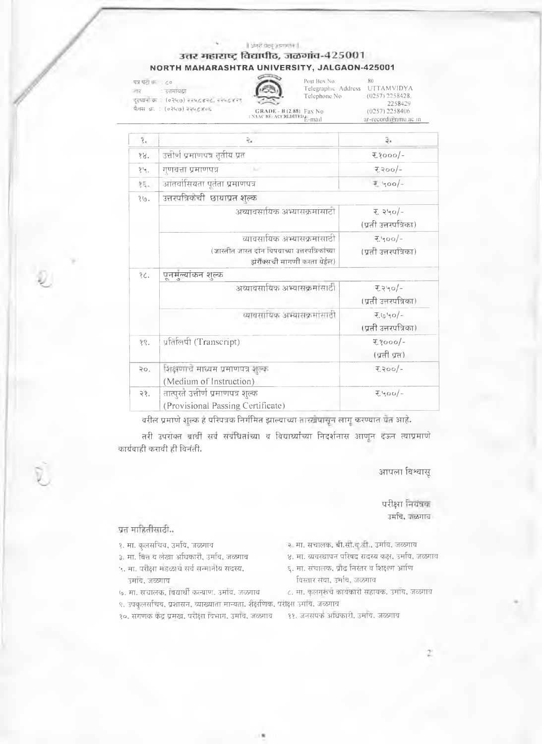|| अंतरी पेटवू ज्ञानज्योत ||

# उत्तर महाराष्ट्र विद्यापीठ, जळगांव-425001

## NORTH MAHARASHTRA UNIVERSITY, JALGAON-425001

पत्र पेटी क्र. : ८०
तार : उत्तमविद्या
दूरध्वनी क्र. : (०२५७) २२५८४२८, २२५८४२९
फॅक्स क्र. : (०२५७) २२५८४०६

GRADE - B (2.88) (NAAC RE-ACCREDITED)

Post Box No. : 80
Telegraphic Address : UTTAMVIDYA
Telephone No : (0257) 2258428, 2258429
Fax No : (0257) 2258406
E-mail : ar-record@nmu.ac.in

| १. | २. | ३. |
|---|---|---|
| १४. | उत्तीर्ण प्रमाणपत्र तृतीय प्रत | रु.१०००/- |
| १५. | गुणवत्ता प्रमाणपत्र | रु.२००/- |
| १६. | आंतर्वासियता पूर्तता प्रमाणपत्र | रु. ५००/- |
| १७. | उत्तरपत्रिकेची छायाप्रत शुल्क | |
| | अव्यावसायिक अभ्यासक्रमांसाठी | रु. २५०/- (प्रती उत्तरपत्रिका) |
| | व्यावसायिक अभ्यासक्रमांसाठी (जास्तीत जास्त दोन विषयाच्या उत्तरपत्रिकांच्या झेरॉक्सची मागणी करता येईल) | रु.५००/- (प्रती उत्तरपत्रिका) |
| १८. | पूनर्मुल्यांकन शुल्क | |
| | अव्यावसायिक अभ्यासक्रमांसाठी | रु.२५०/- (प्रती उत्तरपत्रिका) |
| | व्यावसायिक अभ्यासक्रमांसाठी | रु.७५०/- (प्रती उत्तरपत्रिका) |
| १९. | प्रतिलिपी (Transcript) | रु.१०००/- (प्रती प्रत) |
| २०. | शिक्षणाचे माध्यम प्रमाणपत्र शुल्क (Medium of Instruction) | रु.२००/- |
| २१. | तात्पुरते उत्तीर्ण प्रमाणपत्र शुल्क (Provisional Passing Certificate) | रु.५००/- |

वरील प्रमाणे शुल्क हे परिपत्रक निर्गमित झाल्याच्या तारखेपासून लागू करण्यात येत आहे.

तरी उपरोक्त बाबी सर्व संबंधितांच्या व विद्यार्थ्यांच्या निदर्शनास आणून देऊन त्याप्रमाणे कार्यवाही करावी ही विनंती.

आपला विश्वासू

परीक्षा नियंत्रक
उमवि, जळगाव

प्रत माहितीसाठी..

१. मा. कुलसचिव, उमवि, जळगाव
२. मा. संचालक, बी.सी.यु.डी., उमवि, जळगाव
३. मा. वित्त व लेखा अधिकारी, उमवि, जळगाव
४. मा. व्यवस्थापन परिषद सदस्य कक्ष, उमवि, जळगाव
५. मा. परीक्षा मंडळाचे सर्व सन्मानीय सदस्य, उमवि, जळगाव
६. मा. संचालक, प्रौढ निरंतर व शिक्षण आणि विस्तार सेवा, उमवि, जळगाव
७. मा. संचालक, विद्यार्थी कल्याण, उमवि, जळगाव
८. मा. कुलगुरुंचे कार्यकारी सहायक, उमवि, जळगाव
९. उपकुलसचिव, प्रशासन, व्याख्याता मान्यता, शैक्षणिक, परीक्षा उमवि, जळगाव
१०. संगणक केंद्र प्रमुख, परीक्षा विभाग, उमवि, जळगाव
११. जनसंपर्क अधिकारी, उमवि, जळगाव